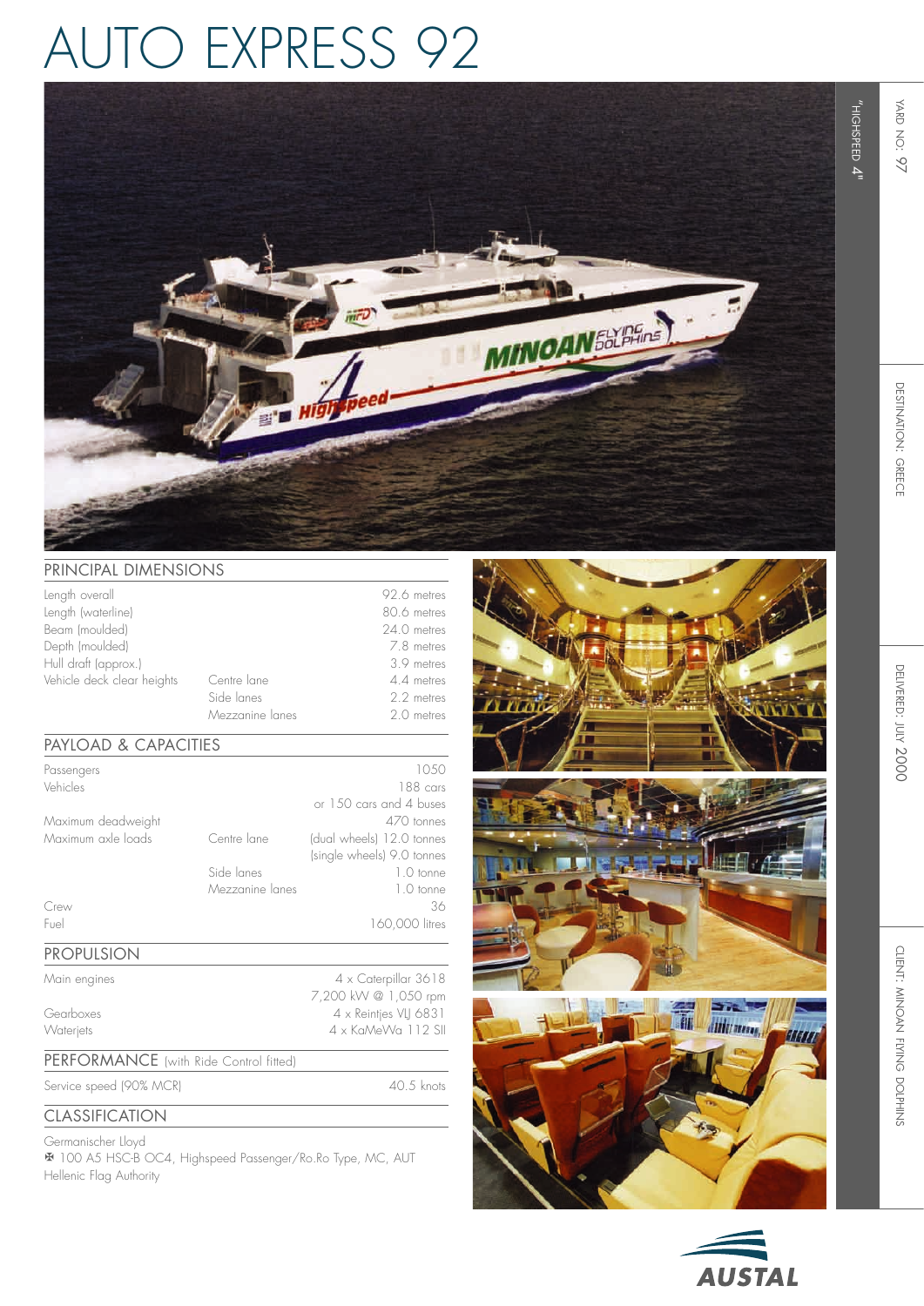# AUTO EXPRESS 92

"HIGHSPEED 4"

YARD NO: 97

DESTINATION: GREECE

DELIVERED: JULY 2000

CLIENT: MINOAN FLYING DOLPHINS

## PRINCIPAL DIMENSIONS

| | | |
|---|---|---|
| Length overall | | 92.6 metres |
| Length (waterline) | | 80.6 metres |
| Beam (moulded) | | 24.0 metres |
| Depth (moulded) | | 7.8 metres |
| Hull draft (approx.) | | 3.9 metres |
| Vehicle deck clear heights | Centre lane | 4.4 metres |
| | Side lanes | 2.2 metres |
| | Mezzanine lanes | 2.0 metres |

## PAYLOAD & CAPACITIES

| | | |
|---|---|---|
| Passengers | | 1050 |
| Vehicles | | 188 cars |
| | | or 150 cars and 4 buses |
| Maximum deadweight | | 470 tonnes |
| Maximum axle loads | Centre lane | (dual wheels) 12.0 tonnes |
| | | (single wheels) 9.0 tonnes |
| | Side lanes | 1.0 tonne |
| | Mezzanine lanes | 1.0 tonne |
| Crew | | 36 |
| Fuel | | 160,000 litres |

## PROPULSION

| | |
|---|---|
| Main engines | 4 x Caterpillar 3618 |
| | 7,200 kW @ 1,050 rpm |
| Gearboxes | 4 x Reintjes VLJ 6831 |
| Waterjets | 4 x KaMeWa 112 SII |

## PERFORMANCE (with Ride Control fitted)

| | |
|---|---|
| Service speed (90% MCR) | 40.5 knots |

## CLASSIFICATION

Germanischer Lloyd

✠ 100 A5 HSC-B OC4, Highspeed Passenger/Ro.Ro Type, MC, AUT

Hellenic Flag Authority

AUSTAL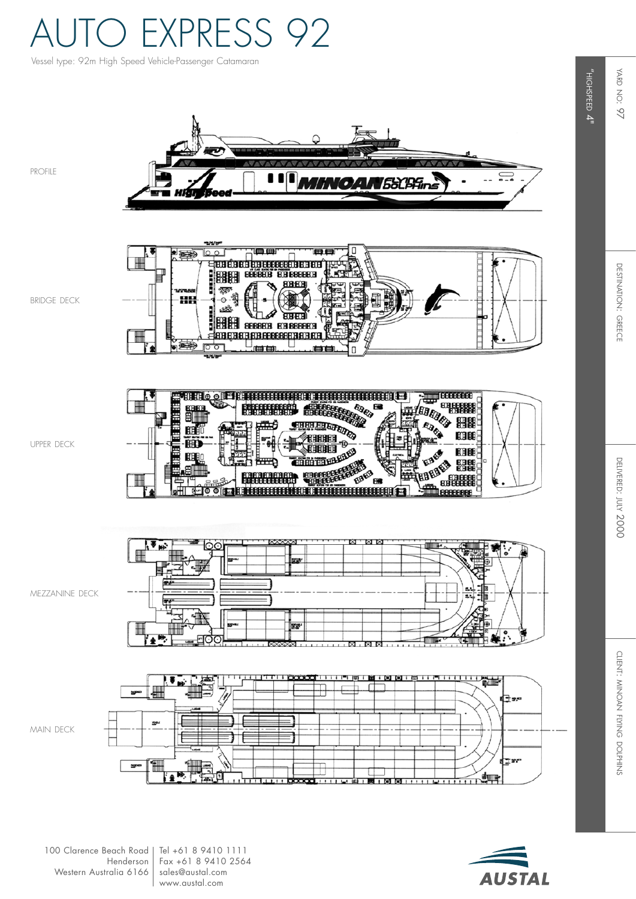# AUTO EXPRESS 92

Vessel type: 92m High Speed Vehicle-Passenger Catamaran

PROFILE

BRIDGE DECK

UPPER DECK

MEZZANINE DECK

MAIN DECK

"HIGHSPEED 4"

YARD NO: 97

DESTINATION: GREECE

DELIVERED: JULY 2000

CLIENT: MINOAN FLYING DOLPHINS

100 Clarence Beach Road
Henderson
Western Australia 6166

Tel +61 8 9410 1111
Fax +61 8 9410 2564
sales@austal.com
www.austal.com

AUSTAL